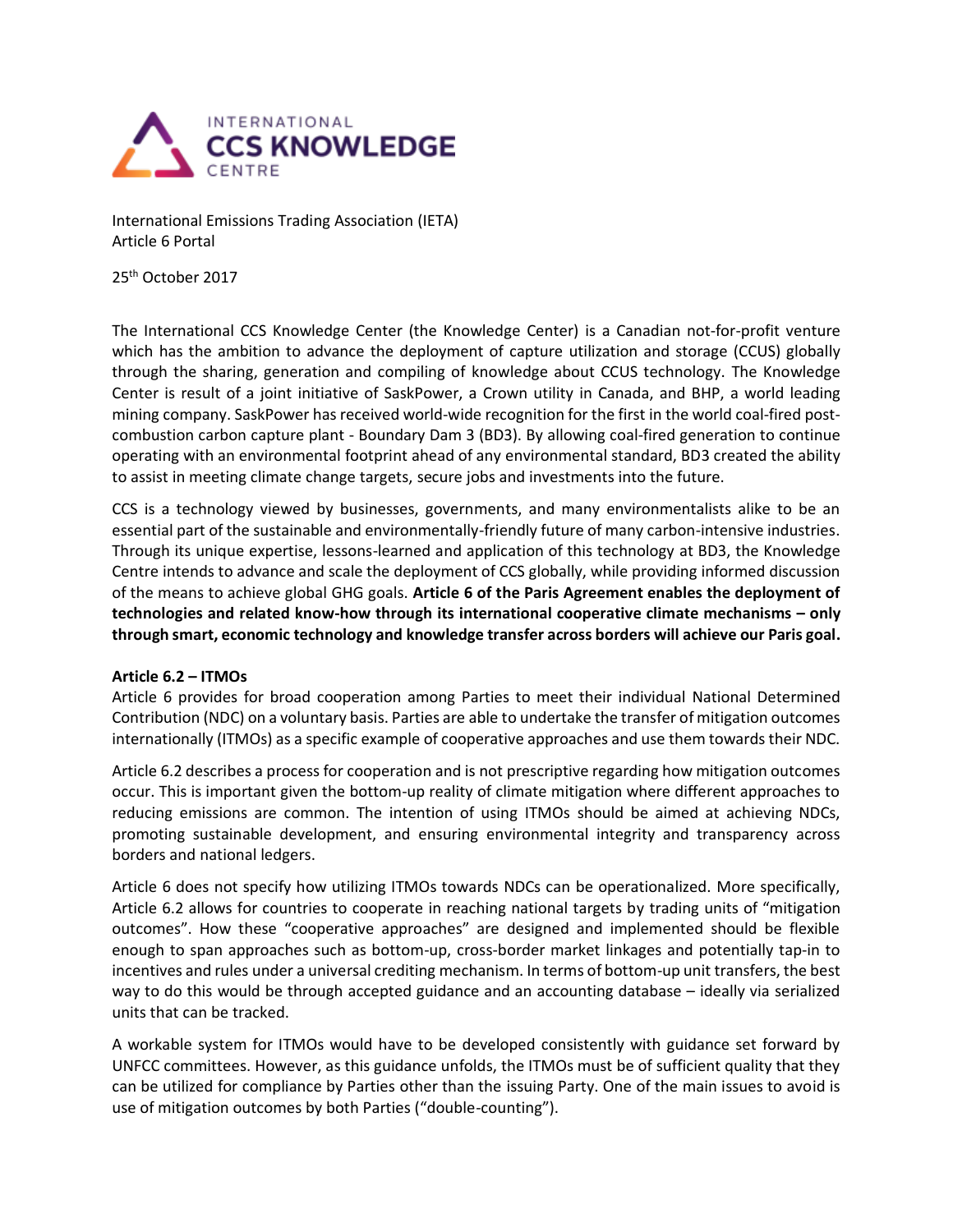International Emissions Trading Association (IETA)
Article 6 Portal

25th October 2017

The International CCS Knowledge Center (the Knowledge Center) is a Canadian not-for-profit venture which has the ambition to advance the deployment of capture utilization and storage (CCUS) globally through the sharing, generation and compiling of knowledge about CCUS technology. The Knowledge Center is result of a joint initiative of SaskPower, a Crown utility in Canada, and BHP, a world leading mining company. SaskPower has received world-wide recognition for the first in the world coal-fired post-combustion carbon capture plant - Boundary Dam 3 (BD3). By allowing coal-fired generation to continue operating with an environmental footprint ahead of any environmental standard, BD3 created the ability to assist in meeting climate change targets, secure jobs and investments into the future.

CCS is a technology viewed by businesses, governments, and many environmentalists alike to be an essential part of the sustainable and environmentally-friendly future of many carbon-intensive industries. Through its unique expertise, lessons-learned and application of this technology at BD3, the Knowledge Centre intends to advance and scale the deployment of CCS globally, while providing informed discussion of the means to achieve global GHG goals. **Article 6 of the Paris Agreement enables the deployment of technologies and related know-how through its international cooperative climate mechanisms – only through smart, economic technology and knowledge transfer across borders will achieve our Paris goal.**

**Article 6.2 – ITMOs**

Article 6 provides for broad cooperation among Parties to meet their individual National Determined Contribution (NDC) on a voluntary basis. Parties are able to undertake the transfer of mitigation outcomes internationally (ITMOs) as a specific example of cooperative approaches and use them towards their NDC.

Article 6.2 describes a process for cooperation and is not prescriptive regarding how mitigation outcomes occur. This is important given the bottom-up reality of climate mitigation where different approaches to reducing emissions are common. The intention of using ITMOs should be aimed at achieving NDCs, promoting sustainable development, and ensuring environmental integrity and transparency across borders and national ledgers.

Article 6 does not specify how utilizing ITMOs towards NDCs can be operationalized. More specifically, Article 6.2 allows for countries to cooperate in reaching national targets by trading units of "mitigation outcomes". How these "cooperative approaches" are designed and implemented should be flexible enough to span approaches such as bottom-up, cross-border market linkages and potentially tap-in to incentives and rules under a universal crediting mechanism. In terms of bottom-up unit transfers, the best way to do this would be through accepted guidance and an accounting database – ideally via serialized units that can be tracked.

A workable system for ITMOs would have to be developed consistently with guidance set forward by UNFCC committees. However, as this guidance unfolds, the ITMOs must be of sufficient quality that they can be utilized for compliance by Parties other than the issuing Party. One of the main issues to avoid is use of mitigation outcomes by both Parties ("double-counting").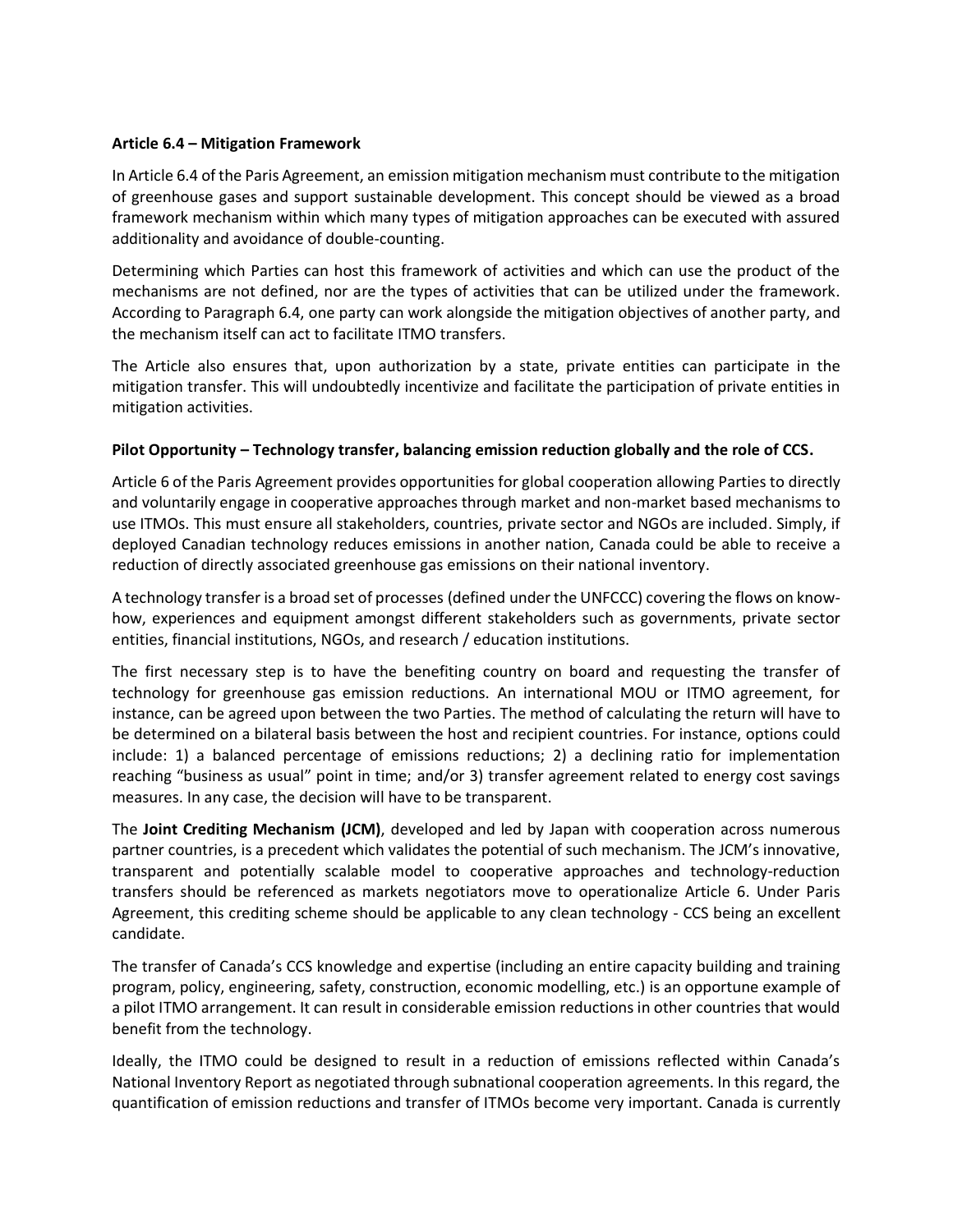**Article 6.4 – Mitigation Framework**

In Article 6.4 of the Paris Agreement, an emission mitigation mechanism must contribute to the mitigation of greenhouse gases and support sustainable development. This concept should be viewed as a broad framework mechanism within which many types of mitigation approaches can be executed with assured additionality and avoidance of double-counting.

Determining which Parties can host this framework of activities and which can use the product of the mechanisms are not defined, nor are the types of activities that can be utilized under the framework. According to Paragraph 6.4, one party can work alongside the mitigation objectives of another party, and the mechanism itself can act to facilitate ITMO transfers.

The Article also ensures that, upon authorization by a state, private entities can participate in the mitigation transfer. This will undoubtedly incentivize and facilitate the participation of private entities in mitigation activities.

**Pilot Opportunity – Technology transfer, balancing emission reduction globally and the role of CCS.**

Article 6 of the Paris Agreement provides opportunities for global cooperation allowing Parties to directly and voluntarily engage in cooperative approaches through market and non-market based mechanisms to use ITMOs. This must ensure all stakeholders, countries, private sector and NGOs are included. Simply, if deployed Canadian technology reduces emissions in another nation, Canada could be able to receive a reduction of directly associated greenhouse gas emissions on their national inventory.

A technology transfer is a broad set of processes (defined under the UNFCCC) covering the flows on know-how, experiences and equipment amongst different stakeholders such as governments, private sector entities, financial institutions, NGOs, and research / education institutions.

The first necessary step is to have the benefiting country on board and requesting the transfer of technology for greenhouse gas emission reductions. An international MOU or ITMO agreement, for instance, can be agreed upon between the two Parties. The method of calculating the return will have to be determined on a bilateral basis between the host and recipient countries. For instance, options could include: 1) a balanced percentage of emissions reductions; 2) a declining ratio for implementation reaching "business as usual" point in time; and/or 3) transfer agreement related to energy cost savings measures. In any case, the decision will have to be transparent.

The **Joint Crediting Mechanism (JCM)**, developed and led by Japan with cooperation across numerous partner countries, is a precedent which validates the potential of such mechanism. The JCM's innovative, transparent and potentially scalable model to cooperative approaches and technology-reduction transfers should be referenced as markets negotiators move to operationalize Article 6. Under Paris Agreement, this crediting scheme should be applicable to any clean technology - CCS being an excellent candidate.

The transfer of Canada's CCS knowledge and expertise (including an entire capacity building and training program, policy, engineering, safety, construction, economic modelling, etc.) is an opportune example of a pilot ITMO arrangement. It can result in considerable emission reductions in other countries that would benefit from the technology.

Ideally, the ITMO could be designed to result in a reduction of emissions reflected within Canada's National Inventory Report as negotiated through subnational cooperation agreements. In this regard, the quantification of emission reductions and transfer of ITMOs become very important. Canada is currently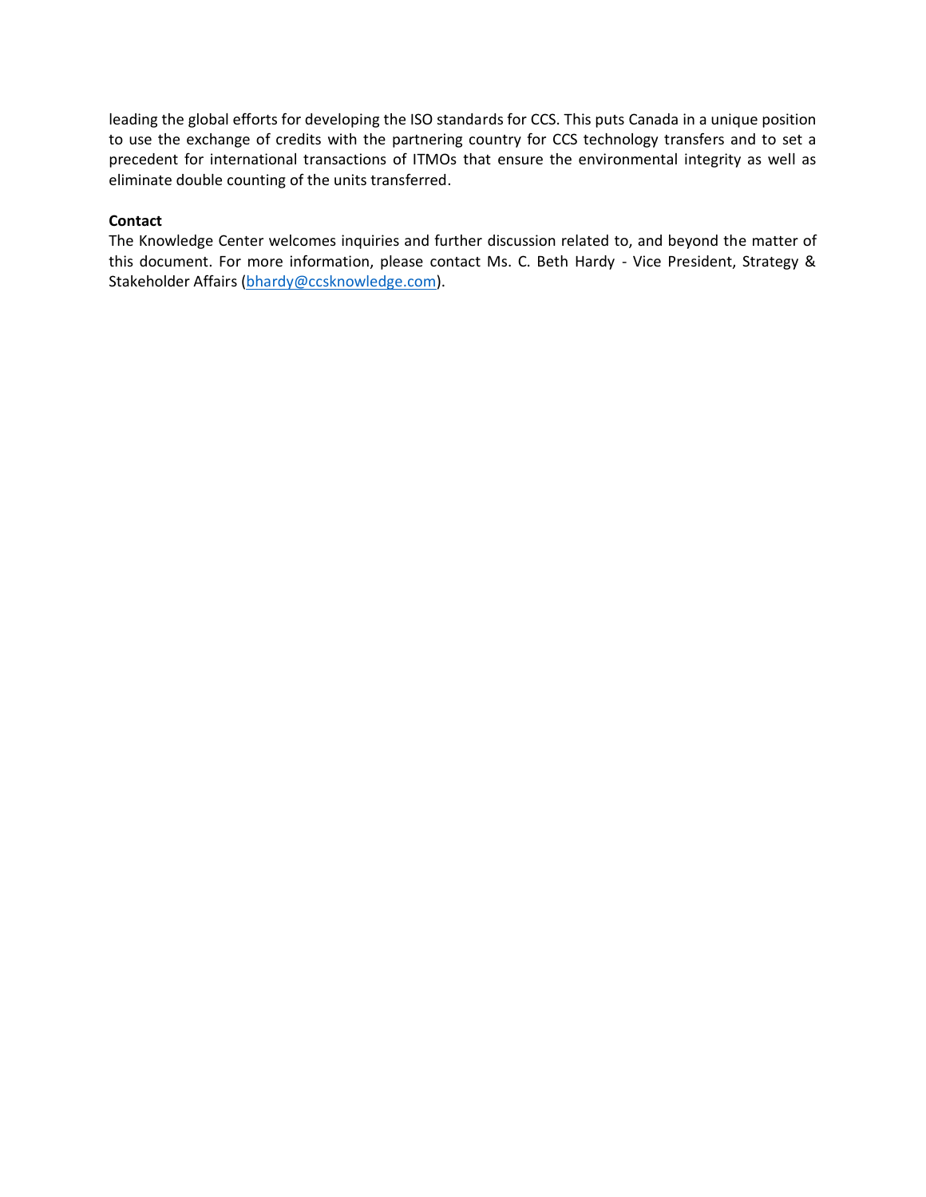leading the global efforts for developing the ISO standards for CCS. This puts Canada in a unique position to use the exchange of credits with the partnering country for CCS technology transfers and to set a precedent for international transactions of ITMOs that ensure the environmental integrity as well as eliminate double counting of the units transferred.

**Contact**

The Knowledge Center welcomes inquiries and further discussion related to, and beyond the matter of this document. For more information, please contact Ms. C. Beth Hardy - Vice President, Strategy & Stakeholder Affairs (bhardy@ccsknowledge.com).